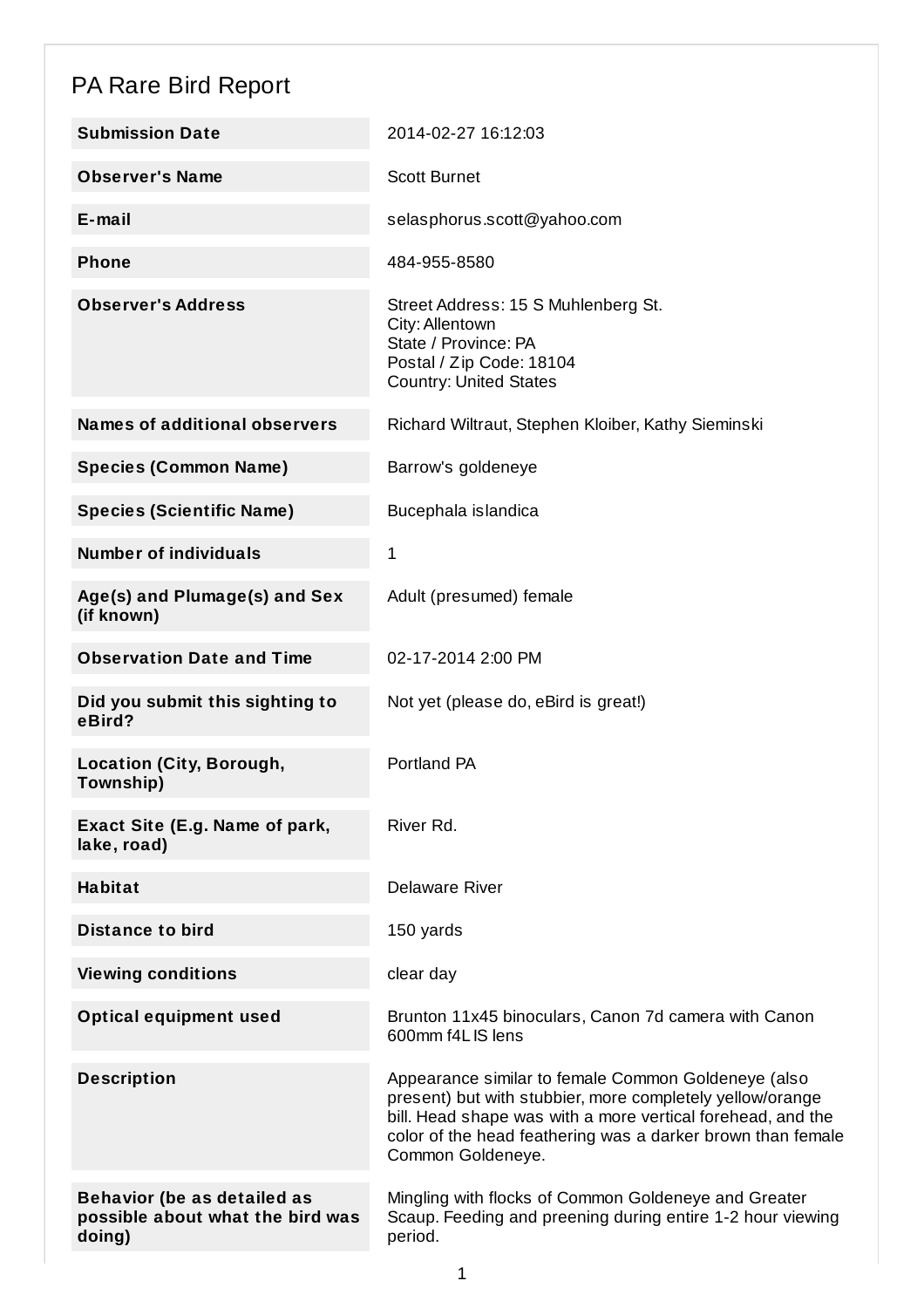# PA Rare Bird Report

| Field | Value |
| --- | --- |
| **Submission Date** | 2014-02-27 16:12:03 |
| **Observer's Name** | Scott Burnet |
| **E-mail** | selasphorus.scott@yahoo.com |
| **Phone** | 484-955-8580 |
| **Observer's Address** | Street Address: 15 S Muhlenberg St.<br>City: Allentown<br>State / Province: PA<br>Postal / Zip Code: 18104<br>Country: United States |
| **Names of additional observers** | Richard Wiltraut, Stephen Kloiber, Kathy Sieminski |
| **Species (Common Name)** | Barrow's goldeneye |
| **Species (Scientific Name)** | Bucephala islandica |
| **Number of individuals** | 1 |
| **Age(s) and Plumage(s) and Sex (if known)** | Adult (presumed) female |
| **Observation Date and Time** | 02-17-2014 2:00 PM |
| **Did you submit this sighting to eBird?** | Not yet (please do, eBird is great!) |
| **Location (City, Borough, Township)** | Portland PA |
| **Exact Site (E.g. Name of park, lake, road)** | River Rd. |
| **Habitat** | Delaware River |
| **Distance to bird** | 150 yards |
| **Viewing conditions** | clear day |
| **Optical equipment used** | Brunton 11x45 binoculars, Canon 7d camera with Canon 600mm f4L IS lens |
| **Description** | Appearance similar to female Common Goldeneye (also present) but with stubbier, more completely yellow/orange bill. Head shape was with a more vertical forehead, and the color of the head feathering was a darker brown than female Common Goldeneye. |
| **Behavior (be as detailed as possible about what the bird was doing)** | Mingling with flocks of Common Goldeneye and Greater Scaup. Feeding and preening during entire 1-2 hour viewing period. |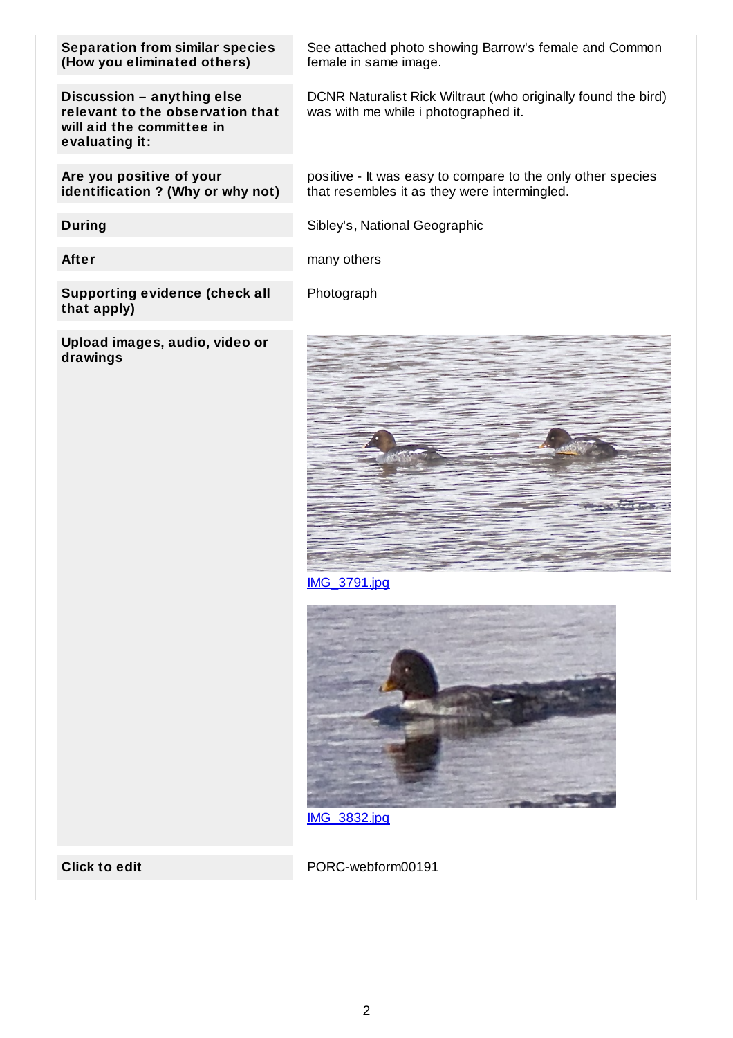| | |
|---|---|
| **Separation from similar species (How you eliminated others)** | See attached photo showing Barrow's female and Common female in same image. |
| **Discussion – anything else relevant to the observation that will aid the committee in evaluating it:** | DCNR Naturalist Rick Wiltraut (who originally found the bird) was with me while i photographed it. |
| **Are you positive of your identification ? (Why or why not)** | positive - It was easy to compare to the only other species that resembles it as they were intermingled. |
| **During** | Sibley's, National Geographic |
| **After** | many others |
| **Supporting evidence (check all that apply)** | Photograph |
| **Upload images, audio, video or drawings** | IMG_3791.jpg<br>IMG_3832.jpg |
| **Click to edit** | PORC-webform00191 |